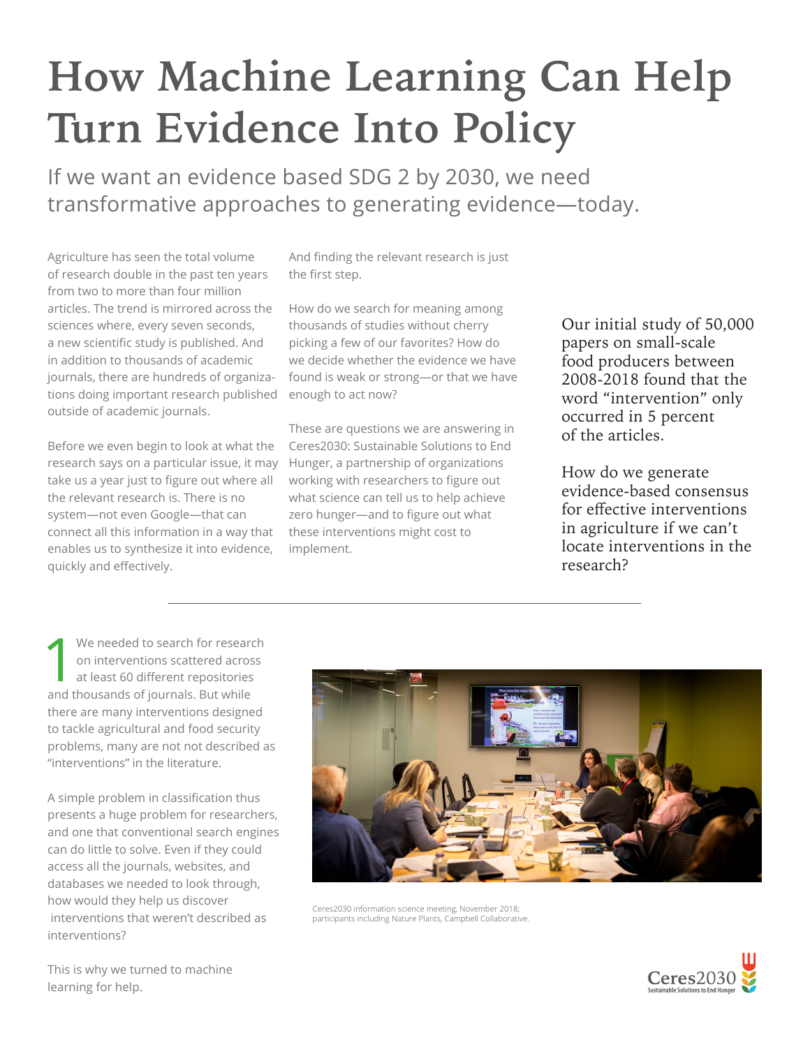# How Machine Learning Can Help Turn Evidence Into Policy

If we want an evidence based SDG 2 by 2030, we need transformative approaches to generating evidence—today.

Agriculture has seen the total volume of research double in the past ten years from two to more than four million articles. The trend is mirrored across the sciences where, every seven seconds, a new scientific study is published. And in addition to thousands of academic journals, there are hundreds of organizations doing important research published outside of academic journals.

Before we even begin to look at what the research says on a particular issue, it may take us a year just to figure out where all the relevant research is. There is no system—not even Google—that can connect all this information in a way that enables us to synthesize it into evidence, quickly and effectively.

And finding the relevant research is just the first step.

How do we search for meaning among thousands of studies without cherry picking a few of our favorites? How do we decide whether the evidence we have found is weak or strong—or that we have enough to act now?

These are questions we are answering in Ceres2030: Sustainable Solutions to End Hunger, a partnership of organizations working with researchers to figure out what science can tell us to help achieve zero hunger—and to figure out what these interventions might cost to implement.

Our initial study of 50,000 papers on small-scale food producers between 2008-2018 found that the word "intervention" only occurred in 5 percent of the articles.

How do we generate evidence-based consensus for effective interventions in agriculture if we can't locate interventions in the research?

---

1 We needed to search for research on interventions scattered across at least 60 different repositories and thousands of journals. But while there are many interventions designed to tackle agricultural and food security problems, many are not not described as "interventions" in the literature.

A simple problem in classification thus presents a huge problem for researchers, and one that conventional search engines can do little to solve. Even if they could access all the journals, websites, and databases we needed to look through, how would they help us discover interventions that weren't described as interventions?

This is why we turned to machine learning for help.

Ceres2030 information science meeting, November 2018; participants including Nature Plants, Campbell Collaborative.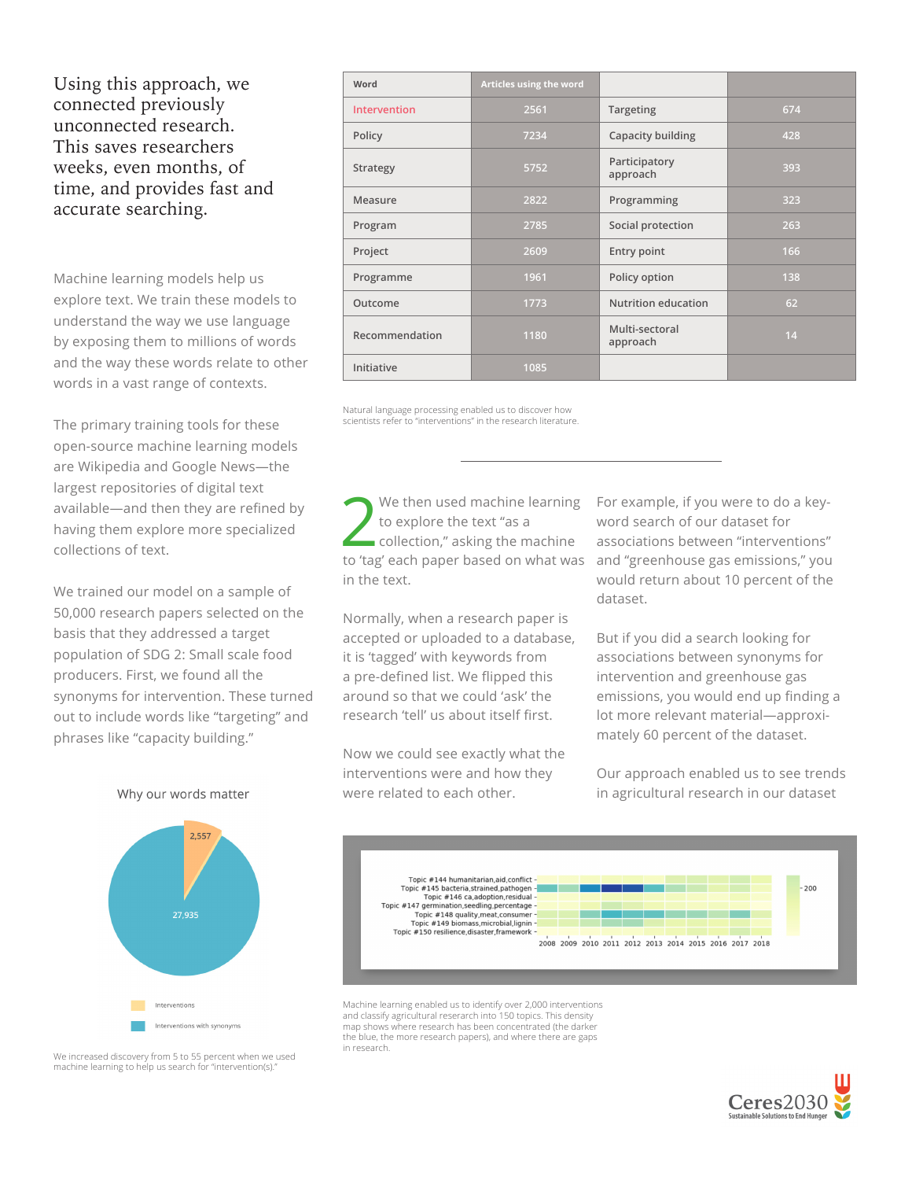Using this approach, we connected previously unconnected research. This saves researchers weeks, even months, of time, and provides fast and accurate searching.

Machine learning models help us explore text. We train these models to understand the way we use language by exposing them to millions of words and the way these words relate to other words in a vast range of contexts.

The primary training tools for these open-source machine learning models are Wikipedia and Google News—the largest repositories of digital text available—and then they are refined by having them explore more specialized collections of text.

We trained our model on a sample of 50,000 research papers selected on the basis that they addressed a target population of SDG 2: Small scale food producers. First, we found all the synonyms for intervention. These turned out to include words like "targeting" and phrases like "capacity building."

Why our words matter

2,557

27,935

Interventions

Interventions with synonyms

We increased discovery from 5 to 55 percent when we used machine learning to help us search for "intervention(s)."

| Word | Articles using the word | | |
|---|---|---|---|
| Intervention | 2561 | Targeting | 674 |
| Policy | 7234 | Capacity building | 428 |
| Strategy | 5752 | Participatory approach | 393 |
| Measure | 2822 | Programming | 323 |
| Program | 2785 | Social protection | 263 |
| Project | 2609 | Entry point | 166 |
| Programme | 1961 | Policy option | 138 |
| Outcome | 1773 | Nutrition education | 62 |
| Recommendation | 1180 | Multi-sectoral approach | 14 |
| Initiative | 1085 | | |

Natural language processing enabled us to discover how scientists refer to "interventions" in the research literature.

2 We then used machine learning to explore the text "as a collection," asking the machine to 'tag' each paper based on what was in the text.

Normally, when a research paper is accepted or uploaded to a database, it is 'tagged' with keywords from a pre-defined list. We flipped this around so that we could 'ask' the research 'tell' us about itself first.

Now we could see exactly what the interventions were and how they were related to each other.

For example, if you were to do a keyword search of our dataset for associations between "interventions" and "greenhouse gas emissions," you would return about 10 percent of the dataset.

But if you did a search looking for associations between synonyms for intervention and greenhouse gas emissions, you would end up finding a lot more relevant material—approximately 60 percent of the dataset.

Our approach enabled us to see trends in agricultural research in our dataset

Topic #144 humanitarian,aid,conflict
Topic #145 bacteria,strained,pathogen
Topic #146 ca,adoption,residual
Topic #147 germination,seedling,percentage
Topic #148 quality,meat,consumer
Topic #149 biomass,microbial,lignin
Topic #150 resilience,disaster,framework

2008 2009 2010 2011 2012 2013 2014 2015 2016 2017 2018

200

Machine learning enabled us to identify over 2,000 interventions and classify agricultural reserach into 150 topics. This density map shows where research has been concentrated (the darker the blue, the more research papers), and where there are gaps in research.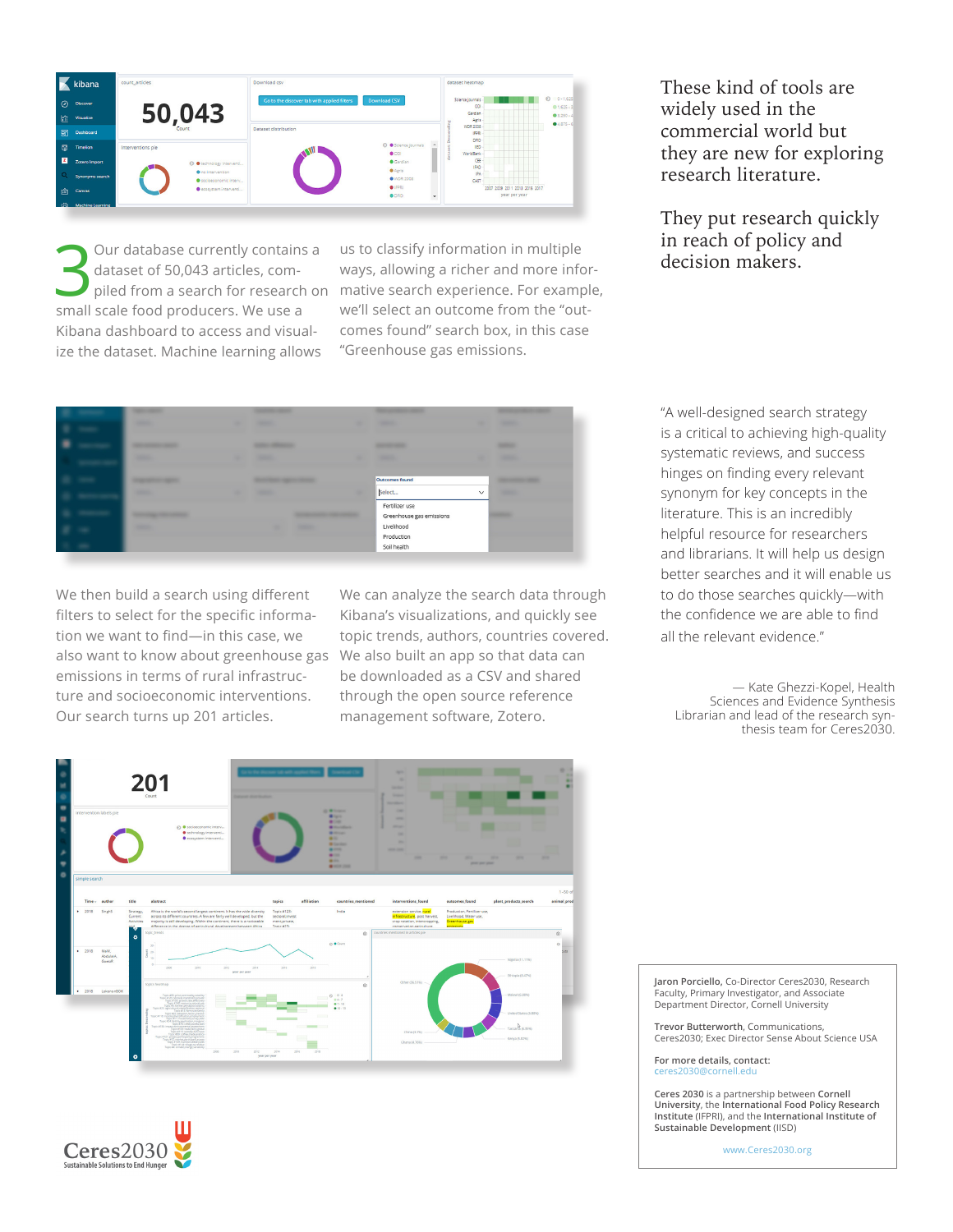These kind of tools are widely used in the commercial world but they are new for exploring research literature.

They put research quickly in reach of policy and decision makers.

3 Our database currently contains a dataset of 50,043 articles, compiled from a search for research on small scale food producers. We use a Kibana dashboard to access and visualize the dataset. Machine learning allows us to classify information in multiple ways, allowing a richer and more informative search experience. For example, we'll select an outcome from the "outcomes found" search box, in this case "Greenhouse gas emissions.

We then build a search using different filters to select for the specific information we want to find—in this case, we also want to know about greenhouse gas emissions in terms of rural infrastructure and socioeconomic interventions. Our search turns up 201 articles.

We can analyze the search data through Kibana's visualizations, and quickly see topic trends, authors, countries covered. We also built an app so that data can be downloaded as a CSV and shared through the open source reference management software, Zotero.

"A well-designed search strategy is a critical to achieving high-quality systematic reviews, and success hinges on finding every relevant synonym for key concepts in the literature. This is an incredibly helpful resource for researchers and librarians. It will help us design better searches and it will enable us to do those searches quickly—with the confidence we are able to find all the relevant evidence."

— Kate Ghezzi-Kopel, Health Sciences and Evidence Synthesis Librarian and lead of the research synthesis team for Ceres2030.

**Jaron Porciello**, Co-Director Ceres2030, Research Faculty, Primary Investigator, and Associate Department Director, Cornell University

**Trevor Butterworth**, Communications, Ceres2030; Exec Director Sense About Science USA

**For more details, contact:**
ceres2030@cornell.edu

**Ceres 2030** is a partnership between **Cornell University**, the **International Food Policy Research Institute** (IFPRI), and the **International Institute of Sustainable Development** (IISD)

www.Ceres2030.org

Ceres2030
Sustainable Solutions to End Hunger